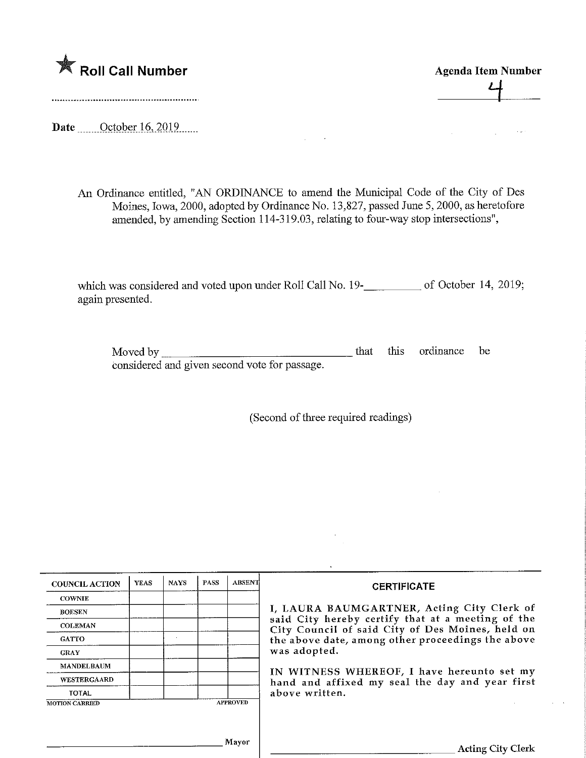★ **Roll Call Number**

..........................................................

**Agenda Item Number**

4

**Date** October 16, 2019

An Ordinance entitled, "AN ORDINANCE to amend the Municipal Code of the City of Des Moines, Iowa, 2000, adopted by Ordinance No. 13,827, passed June 5, 2000, as heretofore amended, by amending Section 114-319.03, relating to four-way stop intersections",

which was considered and voted upon under Roll Call No. 19-__________ of October 14, 2019; again presented.

Moved by ________________________________ that this ordinance be considered and given second vote for passage.

(Second of three required readings)

| COUNCIL ACTION | YEAS | NAYS | PASS | ABSENT |
|---|---|---|---|---|
| COWNIE | | | | |
| BOESEN | | | | |
| COLEMAN | | | | |
| GATTO | | | | |
| GRAY | | | | |
| MANDELBAUM | | | | |
| WESTERGAARD | | | | |
| TOTAL | | | | |

MOTION CARRIED APPROVED

______________________________ Mayor

**CERTIFICATE**

I, LAURA BAUMGARTNER, Acting City Clerk of said City hereby certify that at a meeting of the City Council of said City of Des Moines, held on the above date, among other proceedings the above was adopted.

IN WITNESS WHEREOF, I have hereunto set my hand and affixed my seal the day and year first above written.

______________________________ Acting City Clerk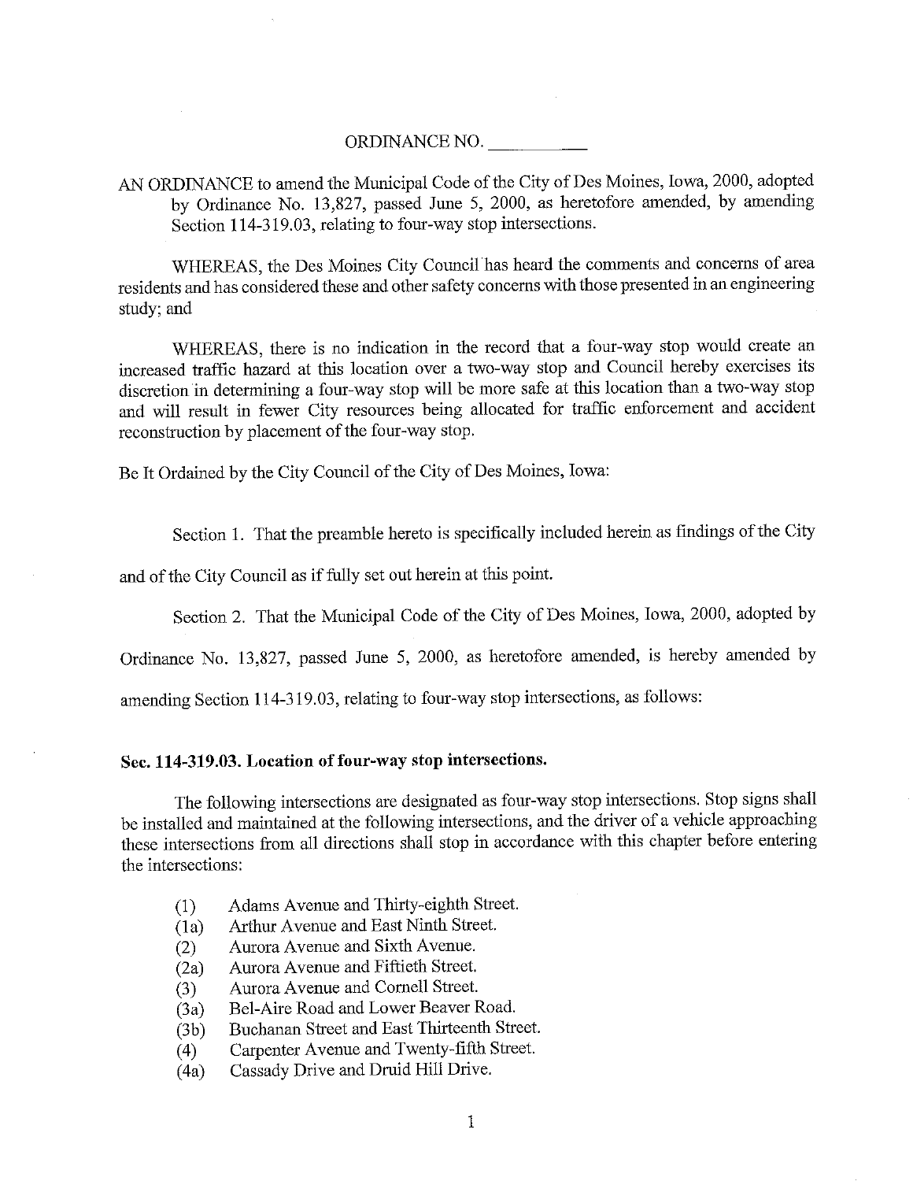ORDINANCE NO. \_\_\_\_\_\_\_\_\_\_

AN ORDINANCE to amend the Municipal Code of the City of Des Moines, Iowa, 2000, adopted by Ordinance No. 13,827, passed June 5, 2000, as heretofore amended, by amending Section 114-319.03, relating to four-way stop intersections.

WHEREAS, the Des Moines City Council has heard the comments and concerns of area residents and has considered these and other safety concerns with those presented in an engineering study; and

WHEREAS, there is no indication in the record that a four-way stop would create an increased traffic hazard at this location over a two-way stop and Council hereby exercises its discretion in determining a four-way stop will be more safe at this location than a two-way stop and will result in fewer City resources being allocated for traffic enforcement and accident reconstruction by placement of the four-way stop.

Be It Ordained by the City Council of the City of Des Moines, Iowa:

Section 1. That the preamble hereto is specifically included herein as findings of the City and of the City Council as if fully set out herein at this point.

Section 2. That the Municipal Code of the City of Des Moines, Iowa, 2000, adopted by Ordinance No. 13,827, passed June 5, 2000, as heretofore amended, is hereby amended by amending Section 114-319.03, relating to four-way stop intersections, as follows:

**Sec. 114-319.03. Location of four-way stop intersections.**

The following intersections are designated as four-way stop intersections. Stop signs shall be installed and maintained at the following intersections, and the driver of a vehicle approaching these intersections from all directions shall stop in accordance with this chapter before entering the intersections:

(1) Adams Avenue and Thirty-eighth Street.
(1a) Arthur Avenue and East Ninth Street.
(2) Aurora Avenue and Sixth Avenue.
(2a) Aurora Avenue and Fiftieth Street.
(3) Aurora Avenue and Cornell Street.
(3a) Bel-Aire Road and Lower Beaver Road.
(3b) Buchanan Street and East Thirteenth Street.
(4) Carpenter Avenue and Twenty-fifth Street.
(4a) Cassady Drive and Druid Hill Drive.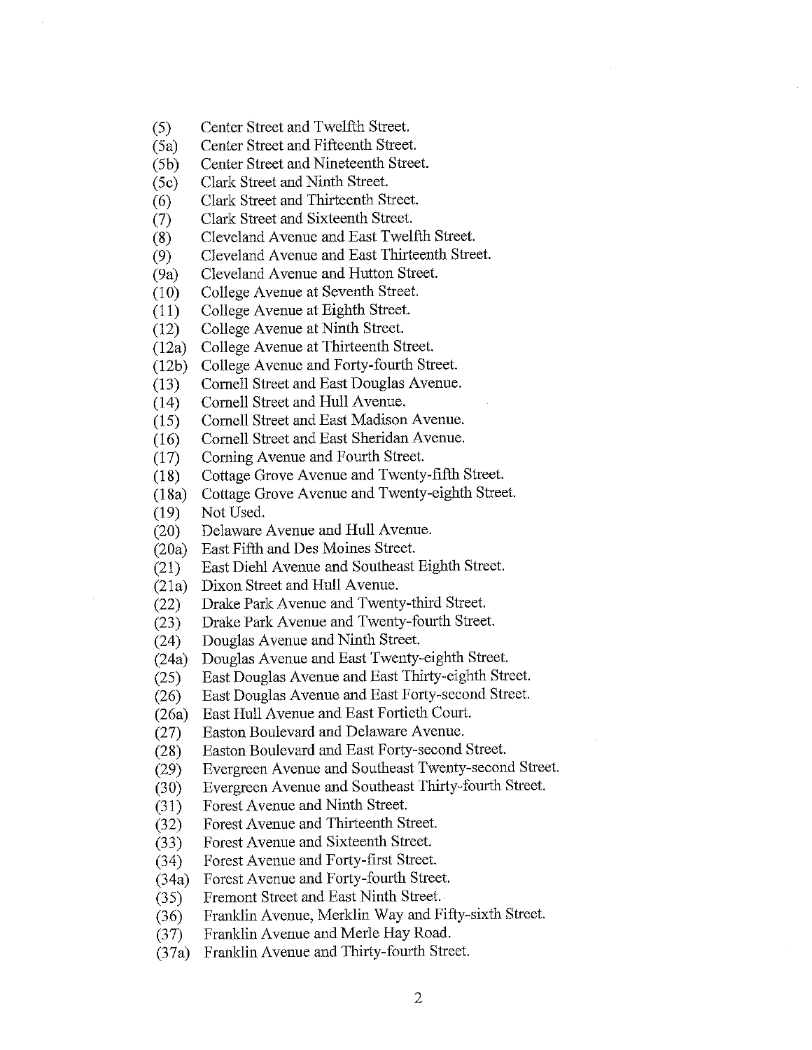(5) Center Street and Twelfth Street.
(5a) Center Street and Fifteenth Street.
(5b) Center Street and Nineteenth Street.
(5c) Clark Street and Ninth Street.
(6) Clark Street and Thirteenth Street.
(7) Clark Street and Sixteenth Street.
(8) Cleveland Avenue and East Twelfth Street.
(9) Cleveland Avenue and East Thirteenth Street.
(9a) Cleveland Avenue and Hutton Street.
(10) College Avenue at Seventh Street.
(11) College Avenue at Eighth Street.
(12) College Avenue at Ninth Street.
(12a) College Avenue at Thirteenth Street.
(12b) College Avenue and Forty-fourth Street.
(13) Cornell Street and East Douglas Avenue.
(14) Cornell Street and Hull Avenue.
(15) Cornell Street and East Madison Avenue.
(16) Cornell Street and East Sheridan Avenue.
(17) Corning Avenue and Fourth Street.
(18) Cottage Grove Avenue and Twenty-fifth Street.
(18a) Cottage Grove Avenue and Twenty-eighth Street.
(19) Not Used.
(20) Delaware Avenue and Hull Avenue.
(20a) East Fifth and Des Moines Street.
(21) East Diehl Avenue and Southeast Eighth Street.
(21a) Dixon Street and Hull Avenue.
(22) Drake Park Avenue and Twenty-third Street.
(23) Drake Park Avenue and Twenty-fourth Street.
(24) Douglas Avenue and Ninth Street.
(24a) Douglas Avenue and East Twenty-eighth Street.
(25) East Douglas Avenue and East Thirty-eighth Street.
(26) East Douglas Avenue and East Forty-second Street.
(26a) East Hull Avenue and East Fortieth Court.
(27) Easton Boulevard and Delaware Avenue.
(28) Easton Boulevard and East Forty-second Street.
(29) Evergreen Avenue and Southeast Twenty-second Street.
(30) Evergreen Avenue and Southeast Thirty-fourth Street.
(31) Forest Avenue and Ninth Street.
(32) Forest Avenue and Thirteenth Street.
(33) Forest Avenue and Sixteenth Street.
(34) Forest Avenue and Forty-first Street.
(34a) Forest Avenue and Forty-fourth Street.
(35) Fremont Street and East Ninth Street.
(36) Franklin Avenue, Merklin Way and Fifty-sixth Street.
(37) Franklin Avenue and Merle Hay Road.
(37a) Franklin Avenue and Thirty-fourth Street.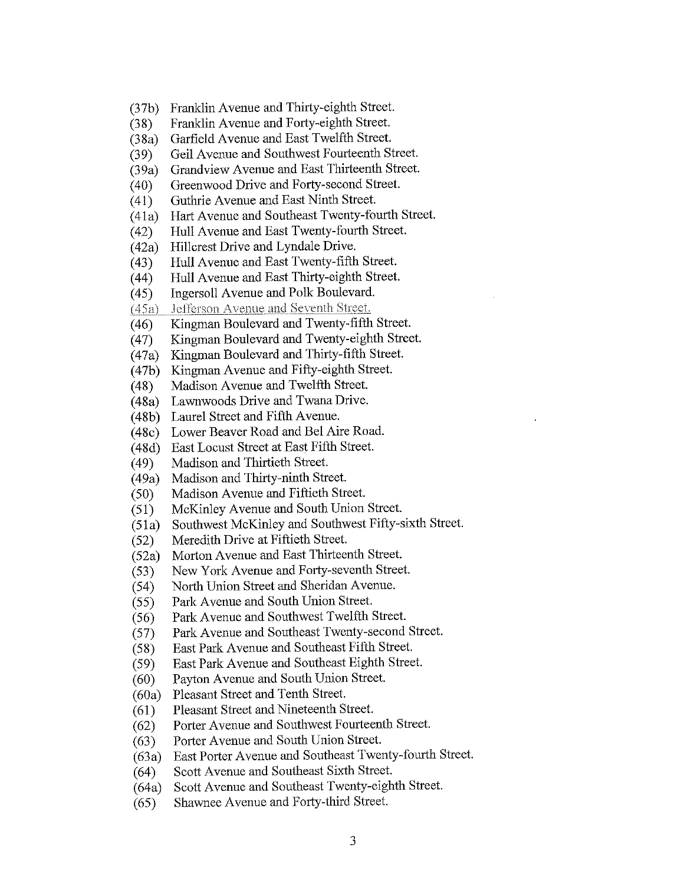(37b) Franklin Avenue and Thirty-eighth Street.
(38) Franklin Avenue and Forty-eighth Street.
(38a) Garfield Avenue and East Twelfth Street.
(39) Geil Avenue and Southwest Fourteenth Street.
(39a) Grandview Avenue and East Thirteenth Street.
(40) Greenwood Drive and Forty-second Street.
(41) Guthrie Avenue and East Ninth Street.
(41a) Hart Avenue and Southeast Twenty-fourth Street.
(42) Hull Avenue and East Twenty-fourth Street.
(42a) Hillcrest Drive and Lyndale Drive.
(43) Hull Avenue and East Twenty-fifth Street.
(44) Hull Avenue and East Thirty-eighth Street.
(45) Ingersoll Avenue and Polk Boulevard.
(45a) Jefferson Avenue and Seventh Street.
(46) Kingman Boulevard and Twenty-fifth Street.
(47) Kingman Boulevard and Twenty-eighth Street.
(47a) Kingman Boulevard and Thirty-fifth Street.
(47b) Kingman Avenue and Fifty-eighth Street.
(48) Madison Avenue and Twelfth Street.
(48a) Lawnwoods Drive and Twana Drive.
(48b) Laurel Street and Fifth Avenue.
(48c) Lower Beaver Road and Bel Aire Road.
(48d) East Locust Street at East Fifth Street.
(49) Madison and Thirtieth Street.
(49a) Madison and Thirty-ninth Street.
(50) Madison Avenue and Fiftieth Street.
(51) McKinley Avenue and South Union Street.
(51a) Southwest McKinley and Southwest Fifty-sixth Street.
(52) Meredith Drive at Fiftieth Street.
(52a) Morton Avenue and East Thirteenth Street.
(53) New York Avenue and Forty-seventh Street.
(54) North Union Street and Sheridan Avenue.
(55) Park Avenue and South Union Street.
(56) Park Avenue and Southwest Twelfth Street.
(57) Park Avenue and Southeast Twenty-second Street.
(58) East Park Avenue and Southeast Fifth Street.
(59) East Park Avenue and Southeast Eighth Street.
(60) Payton Avenue and South Union Street.
(60a) Pleasant Street and Tenth Street.
(61) Pleasant Street and Nineteenth Street.
(62) Porter Avenue and Southwest Fourteenth Street.
(63) Porter Avenue and South Union Street.
(63a) East Porter Avenue and Southeast Twenty-fourth Street.
(64) Scott Avenue and Southeast Sixth Street.
(64a) Scott Avenue and Southeast Twenty-eighth Street.
(65) Shawnee Avenue and Forty-third Street.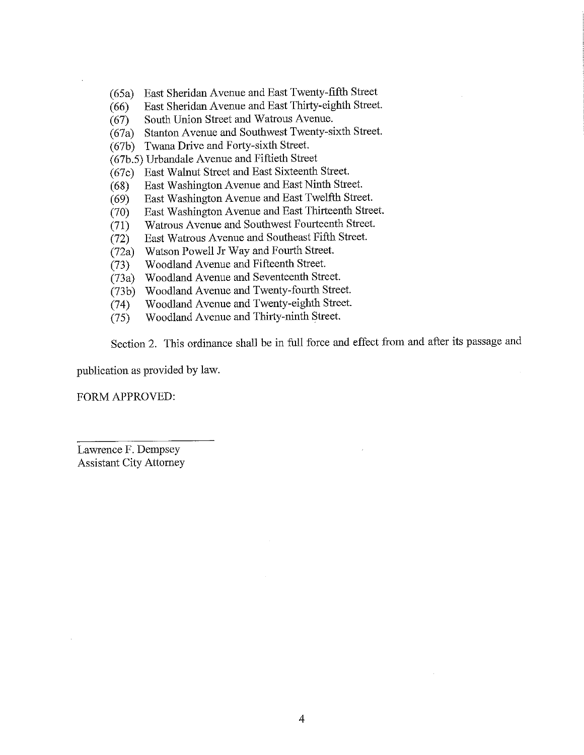(65a) East Sheridan Avenue and East Twenty-fifth Street
(66) East Sheridan Avenue and East Thirty-eighth Street.
(67) South Union Street and Watrous Avenue.
(67a) Stanton Avenue and Southwest Twenty-sixth Street.
(67b) Twana Drive and Forty-sixth Street.
(67b.5) Urbandale Avenue and Fiftieth Street
(67c) East Walnut Street and East Sixteenth Street.
(68) East Washington Avenue and East Ninth Street.
(69) East Washington Avenue and East Twelfth Street.
(70) East Washington Avenue and East Thirteenth Street.
(71) Watrous Avenue and Southwest Fourteenth Street.
(72) East Watrous Avenue and Southeast Fifth Street.
(72a) Watson Powell Jr Way and Fourth Street.
(73) Woodland Avenue and Fifteenth Street.
(73a) Woodland Avenue and Seventeenth Street.
(73b) Woodland Avenue and Twenty-fourth Street.
(74) Woodland Avenue and Twenty-eighth Street.
(75) Woodland Avenue and Thirty-ninth Street.

Section 2. This ordinance shall be in full force and effect from and after its passage and publication as provided by law.

FORM APPROVED:

\_\_\_\_\_\_\_\_\_\_\_\_\_\_\_\_\_\_\_\_\_\_\_\_

Lawrence F. Dempsey
Assistant City Attorney